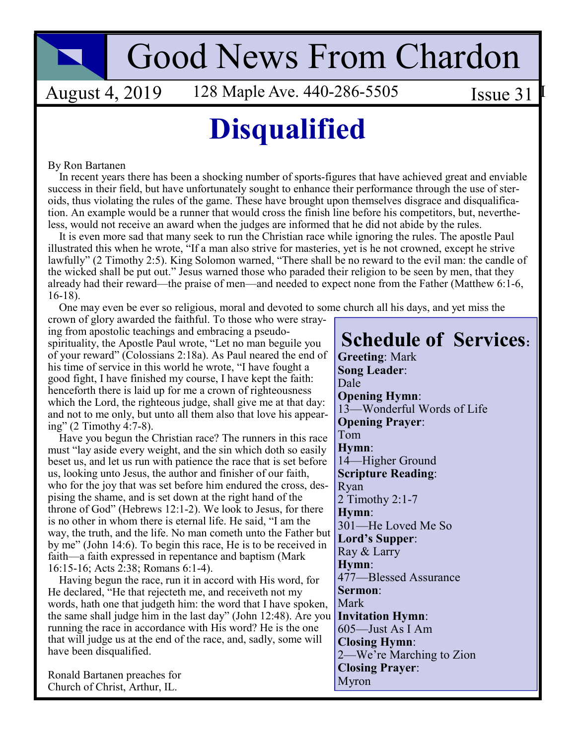# Good News From Chardon

August 4, 2019 — 128 Maple Ave. 440-286-5505 — Issue 31

## Disqualified

By Ron Bartanen

In recent years there has been a shocking number of sports-figures that have achieved great and enviable success in their field, but have unfortunately sought to enhance their performance through the use of steroids, thus violating the rules of the game. These have brought upon themselves disgrace and disqualification. An example would be a runner that would cross the finish line before his competitors, but, nevertheless, would not receive an award when the judges are informed that he did not abide by the rules.

It is even more sad that many seek to run the Christian race while ignoring the rules. The apostle Paul illustrated this when he wrote, "If a man also strive for masteries, yet is he not crowned, except he strive lawfully" (2 Timothy 2:5). King Solomon warned, "There shall be no reward to the evil man: the candle of the wicked shall be put out." Jesus warned those who paraded their religion to be seen by men, that they already had their reward—the praise of men—and needed to expect none from the Father (Matthew 6:1-6, 16-18).

One may even be ever so religious, moral and devoted to some church all his days, and yet miss the crown of glory awarded the faithful. To those who were straying from apostolic teachings and embracing a pseudo-spirituality, the Apostle Paul wrote, "Let no man beguile you of your reward" (Colossians 2:18a). As Paul neared the end of his time of service in this world he wrote, "I have fought a good fight, I have finished my course, I have kept the faith: henceforth there is laid up for me a crown of righteousness which the Lord, the righteous judge, shall give me at that day: and not to me only, but unto all them also that love his appearing" (2 Timothy 4:7-8).

Have you begun the Christian race? The runners in this race must "lay aside every weight, and the sin which doth so easily beset us, and let us run with patience the race that is set before us, looking unto Jesus, the author and finisher of our faith, who for the joy that was set before him endured the cross, despising the shame, and is set down at the right hand of the throne of God" (Hebrews 12:1-2). We look to Jesus, for there is no other in whom there is eternal life. He said, "I am the way, the truth, and the life. No man cometh unto the Father but by me" (John 14:6). To begin this race, He is to be received in faith—a faith expressed in repentance and baptism (Mark 16:15-16; Acts 2:38; Romans 6:1-4).

Having begun the race, run it in accord with His word, for He declared, "He that rejecteth me, and receiveth not my words, hath one that judgeth him: the word that I have spoken, the same shall judge him in the last day" (John 12:48). Are you running the race in accordance with His word? He is the one that will judge us at the end of the race, and, sadly, some will have been disqualified.

Ronald Bartanen preaches for Church of Christ, Arthur, IL.

## Schedule of Services:

**Greeting**: Mark

**Song Leader**: Dale

**Opening Hymn**: 13—Wonderful Words of Life

**Opening Prayer**: Tom

**Hymn**: 14—Higher Ground

**Scripture Reading**: Ryan, 2 Timothy 2:1-7

**Hymn**: 301—He Loved Me So

**Lord's Supper**: Ray & Larry

**Hymn**: 477—Blessed Assurance

**Sermon**: Mark

**Invitation Hymn**: 605—Just As I Am

**Closing Hymn**: 2—We're Marching to Zion

**Closing Prayer**: Myron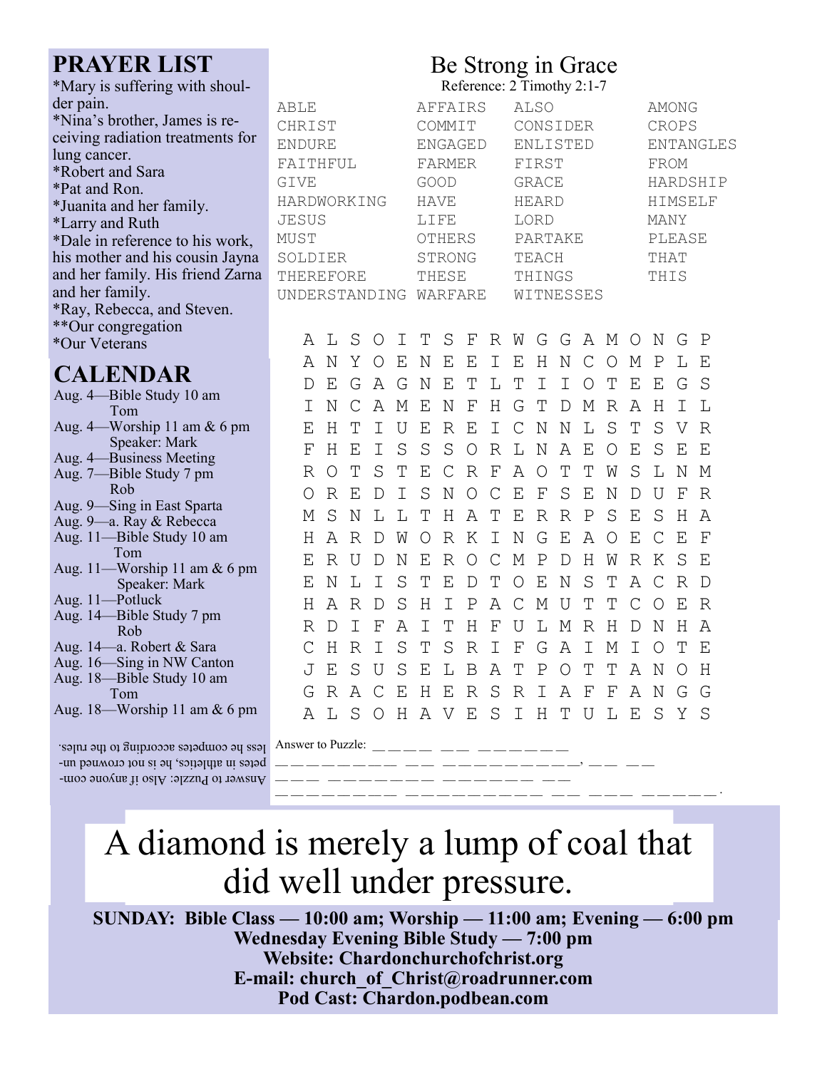# PRAYER LIST

*Mary is suffering with shoulder pain.
*Nina's brother, James is receiving radiation treatments for lung cancer.
*Robert and Sara
*Pat and Ron.
*Juanita and her family.
*Larry and Ruth
*Dale in reference to his work, his mother and his cousin Jayna and her family. His friend Zarna and her family.
*Ray, Rebecca, and Steven.
**Our congregation
*Our Veterans

# CALENDAR

Aug. 4—Bible Study 10 am
Tom
Aug. 4—Worship 11 am & 6 pm
Speaker: Mark
Aug. 4—Business Meeting
Aug. 7—Bible Study 7 pm
Rob
Aug. 9—Sing in East Sparta
Aug. 9—a. Ray & Rebecca
Aug. 11—Bible Study 10 am
Tom
Aug. 11—Worship 11 am & 6 pm
Speaker: Mark
Aug. 11—Potluck
Aug. 14—Bible Study 7 pm
Rob
Aug. 14—a. Robert & Sara
Aug. 16—Sing in NW Canton
Aug. 18—Bible Study 10 am
Tom
Aug. 18—Worship 11 am & 6 pm

Answer to Puzzle: Also if anyone competes in athletes, he is not crowned unless he competes according to the rules.

# Be Strong in Grace

Reference: 2 Timothy 2:1-7

| | | | |
|---|---|---|---|
| ABLE | AFFAIRS | ALSO | AMONG |
| CHRIST | COMMIT | CONSIDER | CROPS |
| ENDURE | ENGAGED | ENLISTED | ENTANGLES |
| FAITHFUL | FARMER | FIRST | FROM |
| GIVE | GOOD | GRACE | HARDSHIP |
| HARDWORKING | HAVE | HEARD | HIMSELF |
| JESUS | LIFE | LORD | MANY |
| MUST | OTHERS | PARTAKE | PLEASE |
| SOLDIER | STRONG | TEACH | THAT |
| THEREFORE | THESE | THINGS | THIS |
| UNDERSTANDING | WARFARE | WITNESSES | |

```
A L S O I T S F R W G G A M O N G P
A N Y O E N E E I E H N C O M P L E
D E G A G N E T L T I I O T E E G S
I N C A M E N F H G T D M R A H I L
E H T I U E R E I C N N L S T S V R
F H E I S S S O R L N A E O E S E E
R O T S T E C R F A O T T W S L N M
O R E D I S N O C E F S E N D U F R
M S N L L T H A T E R R P S E S H A
H A R D W O R K I N G E A O E C E F
E R U D N E R O C M P D H W R K S E
E N L I S T E D T O E N S T A C R D
H A R D S H I P A C M U T T C O E R
R D I F A I T H F U L M R H D N H A
C H R I S T S R I F G A I M I O T E
J E S U S E L B A T P O T T A N O H
G R A C E H E R S R I A F F A N G G
A L S O H A V E S I H T U L E S Y S
```

Answer to Puzzle: ____ __ _______ _________ __ __________, __ __ ___ _______ _______ __ _________ _________ __ ___ _____.

A diamond is merely a lump of coal that did well under pressure.

**SUNDAY: Bible Class — 10:00 am; Worship — 11:00 am; Evening — 6:00 pm**
**Wednesday Evening Bible Study — 7:00 pm**
**Website: Chardonchurchofchrist.org**
**E-mail: church_of_Christ@roadrunner.com**
**Pod Cast: Chardon.podbean.com**